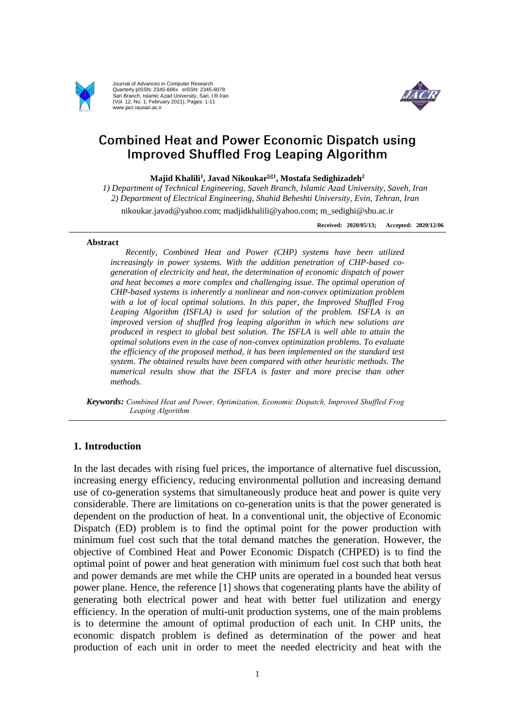# Combined Heat and Power Economic Dispatch using Improved Shuffled Frog Leaping Algorithm

**Majid Khalili[1], Javad Nikoukar[✉1], Mostafa Sedighizadeh[2]**

*1) Department of Technical Engineering, Saveh Branch, Islamic Azad University, Saveh, Iran*
*2) Department of Electrical Engineering, Shahid Beheshti University, Evin, Tehran, Iran*

nikoukar.javad@yahoo.com; madjidkhalili@yahoo.com; m_sedighi@sbu.ac.ir

**Received: 2020/05/13; Accepted: 2020/12/06**

### Abstract

*Recently, Combined Heat and Power (CHP) systems have been utilized increasingly in power systems. With the addition penetration of CHP-based co-generation of electricity and heat, the determination of economic dispatch of power and heat becomes a more complex and challenging issue. The optimal operation of CHP-based systems is inherently a nonlinear and non-convex optimization problem with a lot of local optimal solutions. In this paper, the Improved Shuffled Frog Leaping Algorithm (ISFLA) is used for solution of the problem. ISFLA is an improved version of shuffled frog leaping algorithm in which new solutions are produced in respect to global best solution. The ISFLA is well able to attain the optimal solutions even in the case of non-convex optimization problems. To evaluate the efficiency of the proposed method, it has been implemented on the standard test system. The obtained results have been compared with other heuristic methods. The numerical results show that the ISFLA is faster and more precise than other methods.*

***Keywords:*** *Combined Heat and Power, Optimization, Economic Dispatch, Improved Shuffled Frog Leaping Algorithm*

## 1. Introduction

In the last decades with rising fuel prices, the importance of alternative fuel discussion, increasing energy efficiency, reducing environmental pollution and increasing demand use of co-generation systems that simultaneously produce heat and power is quite very considerable. There are limitations on co-generation units is that the power generated is dependent on the production of heat. In a conventional unit, the objective of Economic Dispatch (ED) problem is to find the optimal point for the power production with minimum fuel cost such that the total demand matches the generation. However, the objective of Combined Heat and Power Economic Dispatch (CHPED) is to find the optimal point of power and heat generation with minimum fuel cost such that both heat and power demands are met while the CHP units are operated in a bounded heat versus power plane. Hence, the reference [1] shows that cogenerating plants have the ability of generating both electrical power and heat with better fuel utilization and energy efficiency. In the operation of multi-unit production systems, one of the main problems is to determine the amount of optimal production of each unit. In CHP units, the economic dispatch problem is defined as determination of the power and heat production of each unit in order to meet the needed electricity and heat with the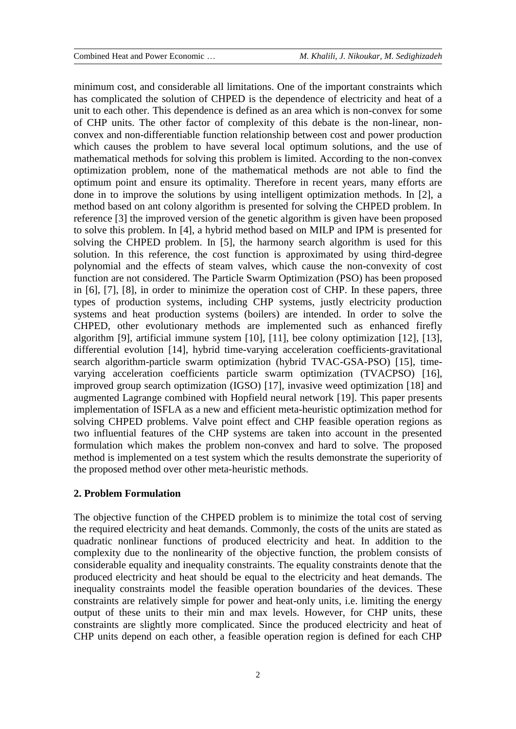minimum cost, and considerable all limitations. One of the important constraints which has complicated the solution of CHPED is the dependence of electricity and heat of a unit to each other. This dependence is defined as an area which is non-convex for some of CHP units. The other factor of complexity of this debate is the non-linear, non-convex and non-differentiable function relationship between cost and power production which causes the problem to have several local optimum solutions, and the use of mathematical methods for solving this problem is limited. According to the non-convex optimization problem, none of the mathematical methods are not able to find the optimum point and ensure its optimality. Therefore in recent years, many efforts are done in to improve the solutions by using intelligent optimization methods. In [2], a method based on ant colony algorithm is presented for solving the CHPED problem. In reference [3] the improved version of the genetic algorithm is given have been proposed to solve this problem. In [4], a hybrid method based on MILP and IPM is presented for solving the CHPED problem. In [5], the harmony search algorithm is used for this solution. In this reference, the cost function is approximated by using third-degree polynomial and the effects of steam valves, which cause the non-convexity of cost function are not considered. The Particle Swarm Optimization (PSO) has been proposed in [6], [7], [8], in order to minimize the operation cost of CHP. In these papers, three types of production systems, including CHP systems, justly electricity production systems and heat production systems (boilers) are intended. In order to solve the CHPED, other evolutionary methods are implemented such as enhanced firefly algorithm [9], artificial immune system [10], [11], bee colony optimization [12], [13], differential evolution [14], hybrid time-varying acceleration coefficients-gravitational search algorithm-particle swarm optimization (hybrid TVAC-GSA-PSO) [15], time-varying acceleration coefficients particle swarm optimization (TVACPSO) [16], improved group search optimization (IGSO) [17], invasive weed optimization [18] and augmented Lagrange combined with Hopfield neural network [19]. This paper presents implementation of ISFLA as a new and efficient meta-heuristic optimization method for solving CHPED problems. Valve point effect and CHP feasible operation regions as two influential features of the CHP systems are taken into account in the presented formulation which makes the problem non-convex and hard to solve. The proposed method is implemented on a test system which the results demonstrate the superiority of the proposed method over other meta-heuristic methods.

## 2. Problem Formulation

The objective function of the CHPED problem is to minimize the total cost of serving the required electricity and heat demands. Commonly, the costs of the units are stated as quadratic nonlinear functions of produced electricity and heat. In addition to the complexity due to the nonlinearity of the objective function, the problem consists of considerable equality and inequality constraints. The equality constraints denote that the produced electricity and heat should be equal to the electricity and heat demands. The inequality constraints model the feasible operation boundaries of the devices. These constraints are relatively simple for power and heat-only units, i.e. limiting the energy output of these units to their min and max levels. However, for CHP units, these constraints are slightly more complicated. Since the produced electricity and heat of CHP units depend on each other, a feasible operation region is defined for each CHP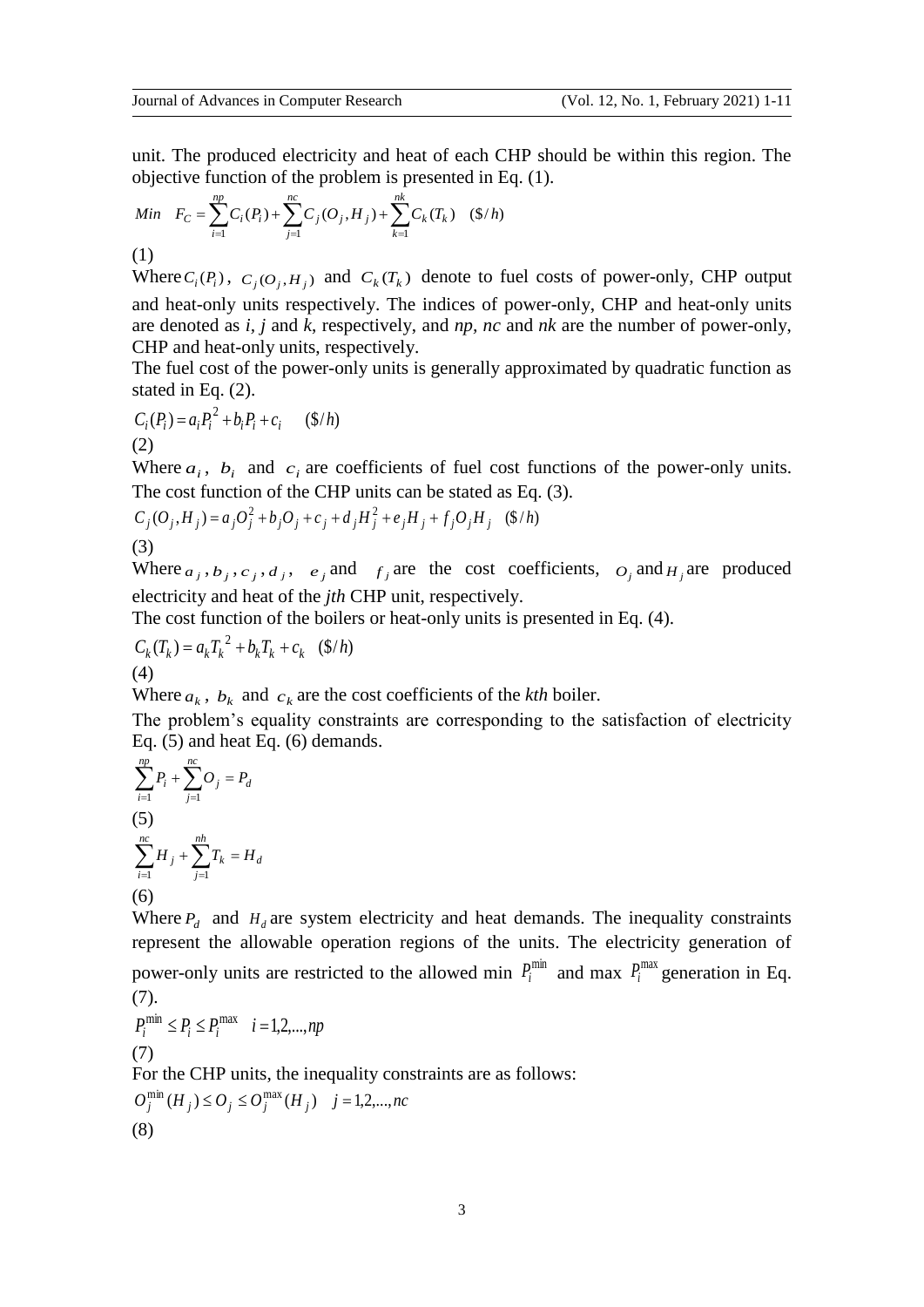unit. The produced electricity and heat of each CHP should be within this region. The objective function of the problem is presented in Eq. (1).

$$Min \quad F_C = \sum_{i=1}^{np} C_i(P_i) + \sum_{j=1}^{nc} C_j(O_j, H_j) + \sum_{k=1}^{nk} C_k(T_k) \quad (\$/h)$$

(1)

Where $C_i(P_i)$, $C_j(O_j, H_j)$ and $C_k(T_k)$ denote to fuel costs of power-only, CHP output and heat-only units respectively. The indices of power-only, CHP and heat-only units are denoted as *i*, *j* and *k*, respectively, and *np*, *nc* and *nk* are the number of power-only, CHP and heat-only units, respectively.

The fuel cost of the power-only units is generally approximated by quadratic function as stated in Eq. (2).

$$C_i(P_i) = a_i P_i^2 + b_i P_i + c_i \quad (\$/h)$$

(2)

Where $a_i$, $b_i$ and $c_i$ are coefficients of fuel cost functions of the power-only units. The cost function of the CHP units can be stated as Eq. (3).

$$C_j(O_j, H_j) = a_j O_j^2 + b_j O_j + c_j + d_j H_j^2 + e_j H_j + f_j O_j H_j \quad (\$/h)$$

(3)

Where $a_j, b_j, c_j, d_j$, $e_j$ and $f_j$ are the cost coefficients, $O_j$ and $H_j$ are produced electricity and heat of the *jth* CHP unit, respectively.

The cost function of the boilers or heat-only units is presented in Eq. (4).

$$C_k(T_k) = a_k T_k^2 + b_k T_k + c_k \quad (\$/h)$$

(4)

Where $a_k$, $b_k$ and $c_k$ are the cost coefficients of the *kth* boiler.

The problem's equality constraints are corresponding to the satisfaction of electricity Eq. (5) and heat Eq. (6) demands.

$$\sum_{i=1}^{np} P_i + \sum_{j=1}^{nc} O_j = P_d$$

(5)

$$\sum_{i=1}^{nc} H_j + \sum_{j=1}^{nh} T_k = H_d$$

(6)

Where $P_d$ and $H_d$ are system electricity and heat demands. The inequality constraints represent the allowable operation regions of the units. The electricity generation of power-only units are restricted to the allowed min $P_i^{\min}$ and max $P_i^{\max}$ generation in Eq. (7).

$$P_i^{\min} \le P_i \le P_i^{\max} \quad i = 1,2,...,np$$

(7)

For the CHP units, the inequality constraints are as follows:

$$O_j^{\min}(H_j) \le O_j \le O_j^{\max}(H_j) \quad j = 1,2,...,nc$$

(8)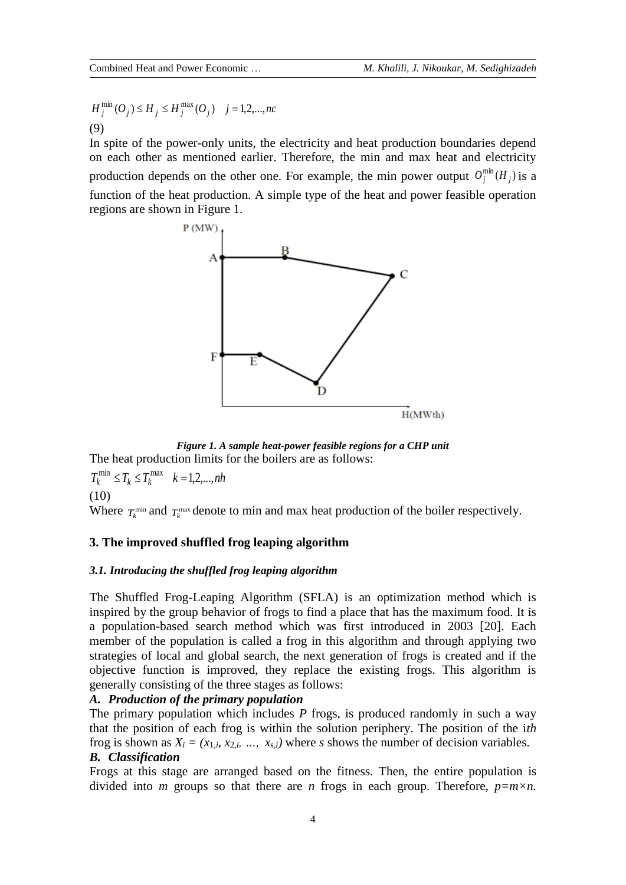$$H_j^{\min}(O_j) \le H_j \le H_j^{\max}(O_j) \quad j = 1,2,...,nc$$

(9)

In spite of the power-only units, the electricity and heat production boundaries depend on each other as mentioned earlier. Therefore, the min and max heat and electricity production depends on the other one. For example, the min power output $O_j^{\min}(H_j)$ is a function of the heat production. A simple type of the heat and power feasible operation regions are shown in Figure 1.

***Figure 1. A sample heat-power feasible regions for a CHP unit***

The heat production limits for the boilers are as follows:

$$T_k^{\min} \le T_k \le T_k^{\max} \quad k = 1,2,...,nh$$

(10)

Where $T_k^{\min}$ and $T_k^{\max}$ denote to min and max heat production of the boiler respectively.

## 3. The improved shuffled frog leaping algorithm

### *3.1. Introducing the shuffled frog leaping algorithm*

The Shuffled Frog-Leaping Algorithm (SFLA) is an optimization method which is inspired by the group behavior of frogs to find a place that has the maximum food. It is a population-based search method which was first introduced in 2003 [20]. Each member of the population is called a frog in this algorithm and through applying two strategies of local and global search, the next generation of frogs is created and if the objective function is improved, they replace the existing frogs. This algorithm is generally consisting of the three stages as follows:

***A. Production of the primary population***

The primary population which includes *P* frogs, is produced randomly in such a way that the position of each frog is within the solution periphery. The position of the i*th* frog is shown as $X_i = (x_{1,i}, x_{2,i}, \ldots, x_{s,i})$ where *s* shows the number of decision variables.

***B. Classification***

Frogs at this stage are arranged based on the fitness. Then, the entire population is divided into *m* groups so that there are *n* frogs in each group. Therefore, $p=m\times n$.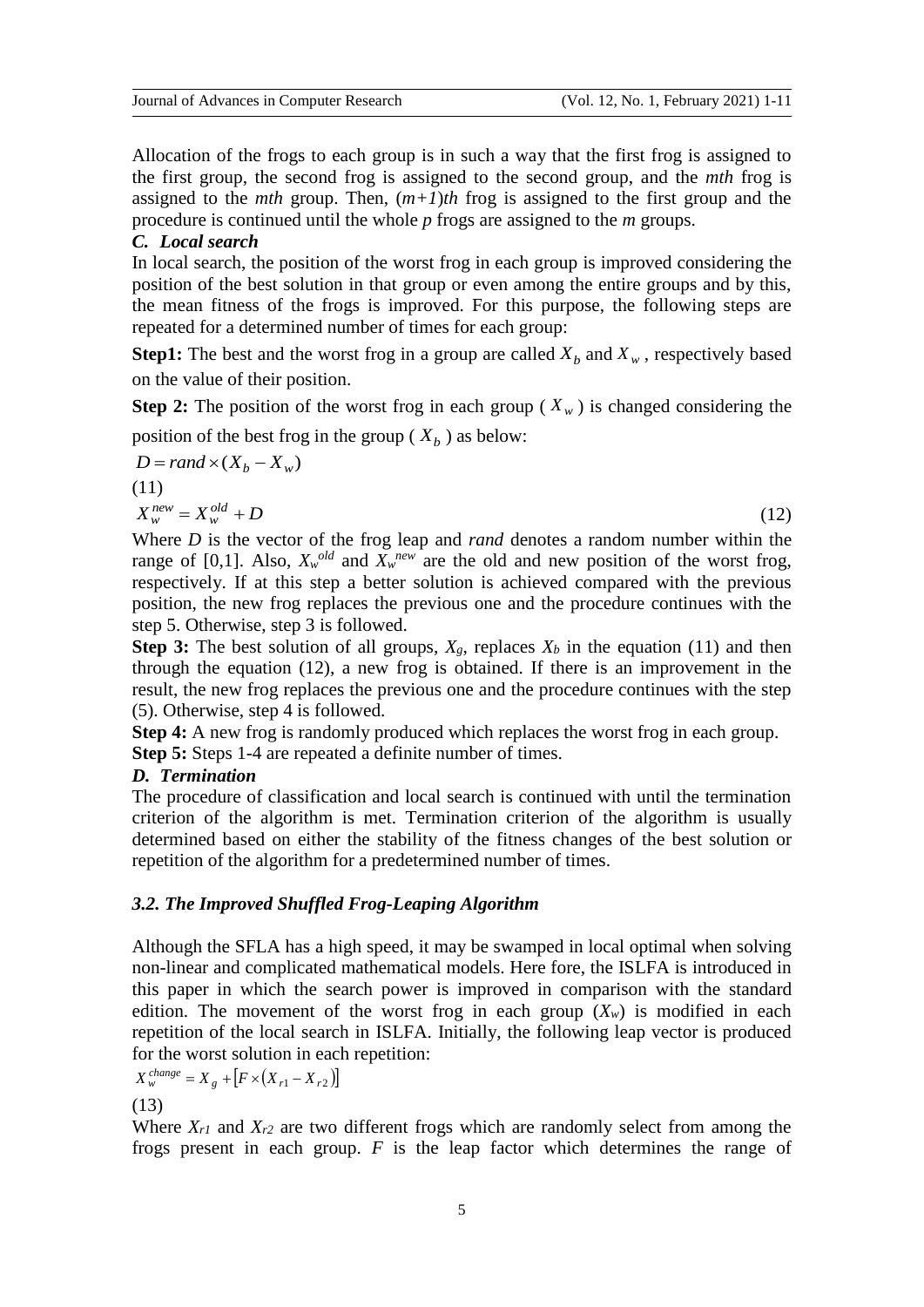Allocation of the frogs to each group is in such a way that the first frog is assigned to the first group, the second frog is assigned to the second group, and the *mth* frog is assigned to the *mth* group. Then, $(m+1)th$ frog is assigned to the first group and the procedure is continued until the whole *p* frogs are assigned to the *m* groups.

### *C. Local search*

In local search, the position of the worst frog in each group is improved considering the position of the best solution in that group or even among the entire groups and by this, the mean fitness of the frogs is improved. For this purpose, the following steps are repeated for a determined number of times for each group:

**Step1:** The best and the worst frog in a group are called $X_b$ and $X_w$, respectively based on the value of their position.

**Step 2:** The position of the worst frog in each group ( $X_w$ ) is changed considering the position of the best frog in the group ( $X_b$ ) as below:

$$D = rand \times (X_b - X_w) \tag{11}$$

$$X_w^{new} = X_w^{old} + D \tag{12}$$

Where *D* is the vector of the frog leap and *rand* denotes a random number within the range of [0,1]. Also, $X_w^{old}$ and $X_w^{new}$ are the old and new position of the worst frog, respectively. If at this step a better solution is achieved compared with the previous position, the new frog replaces the previous one and the procedure continues with the step 5. Otherwise, step 3 is followed.

**Step 3:** The best solution of all groups, $X_g$, replaces $X_b$ in the equation (11) and then through the equation (12), a new frog is obtained. If there is an improvement in the result, the new frog replaces the previous one and the procedure continues with the step (5). Otherwise, step 4 is followed.

**Step 4:** A new frog is randomly produced which replaces the worst frog in each group.

**Step 5:** Steps 1-4 are repeated a definite number of times.

### *D. Termination*

The procedure of classification and local search is continued with until the termination criterion of the algorithm is met. Termination criterion of the algorithm is usually determined based on either the stability of the fitness changes of the best solution or repetition of the algorithm for a predetermined number of times.

## *3.2. The Improved Shuffled Frog-Leaping Algorithm*

Although the SFLA has a high speed, it may be swamped in local optimal when solving non-linear and complicated mathematical models. Here fore, the ISLFA is introduced in this paper in which the search power is improved in comparison with the standard edition. The movement of the worst frog in each group ($X_w$) is modified in each repetition of the local search in ISLFA. Initially, the following leap vector is produced for the worst solution in each repetition:

$$X_w^{change} = X_g + \left[F \times \left(X_{r1} - X_{r2}\right)\right] \tag{13}$$

Where $X_{r1}$ and $X_{r2}$ are two different frogs which are randomly select from among the frogs present in each group. *F* is the leap factor which determines the range of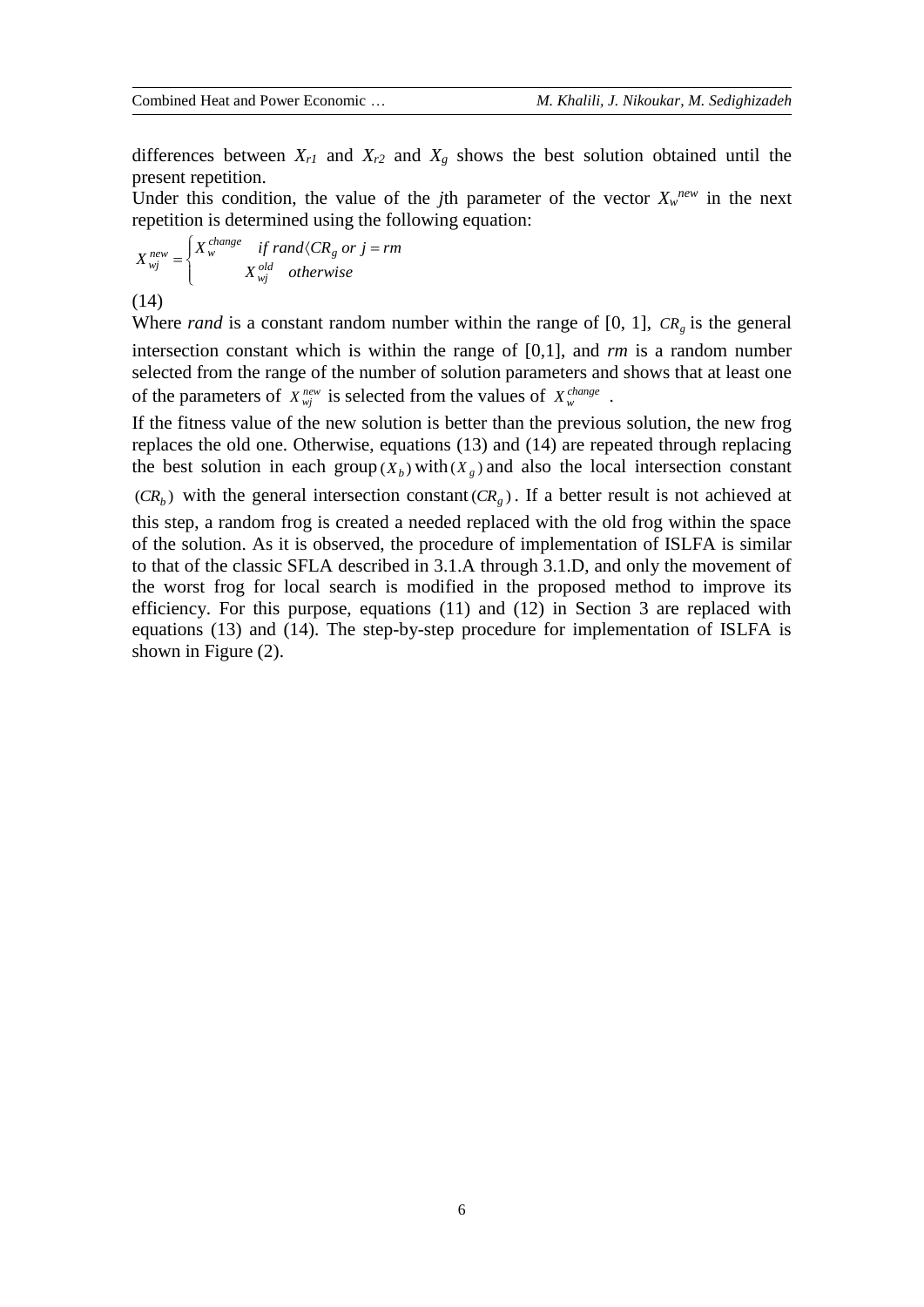differences between $X_{r1}$ and $X_{r2}$ and $X_g$ shows the best solution obtained until the present repetition.

Under this condition, the value of the *j*th parameter of the vector $X_w^{new}$ in the next repetition is determined using the following equation:

$$X_{wj}^{new} = \begin{cases} X_w^{change} & if\ rand \langle CR_g\ or\ j = rm \\ X_{wj}^{old} & otherwise \end{cases}$$

(14)

Where *rand* is a constant random number within the range of [0, 1], $CR_g$ is the general intersection constant which is within the range of [0,1], and *rm* is a random number selected from the range of the number of solution parameters and shows that at least one of the parameters of $X_{wj}^{new}$ is selected from the values of $X_w^{change}$ .

If the fitness value of the new solution is better than the previous solution, the new frog replaces the old one. Otherwise, equations (13) and (14) are repeated through replacing the best solution in each group $(X_b)$ with $(X_g)$ and also the local intersection constant $(CR_b)$ with the general intersection constant $(CR_g)$. If a better result is not achieved at this step, a random frog is created a needed replaced with the old frog within the space of the solution. As it is observed, the procedure of implementation of ISLFA is similar to that of the classic SFLA described in 3.1.A through 3.1.D, and only the movement of the worst frog for local search is modified in the proposed method to improve its efficiency. For this purpose, equations (11) and (12) in Section 3 are replaced with equations (13) and (14). The step-by-step procedure for implementation of ISLFA is shown in Figure (2).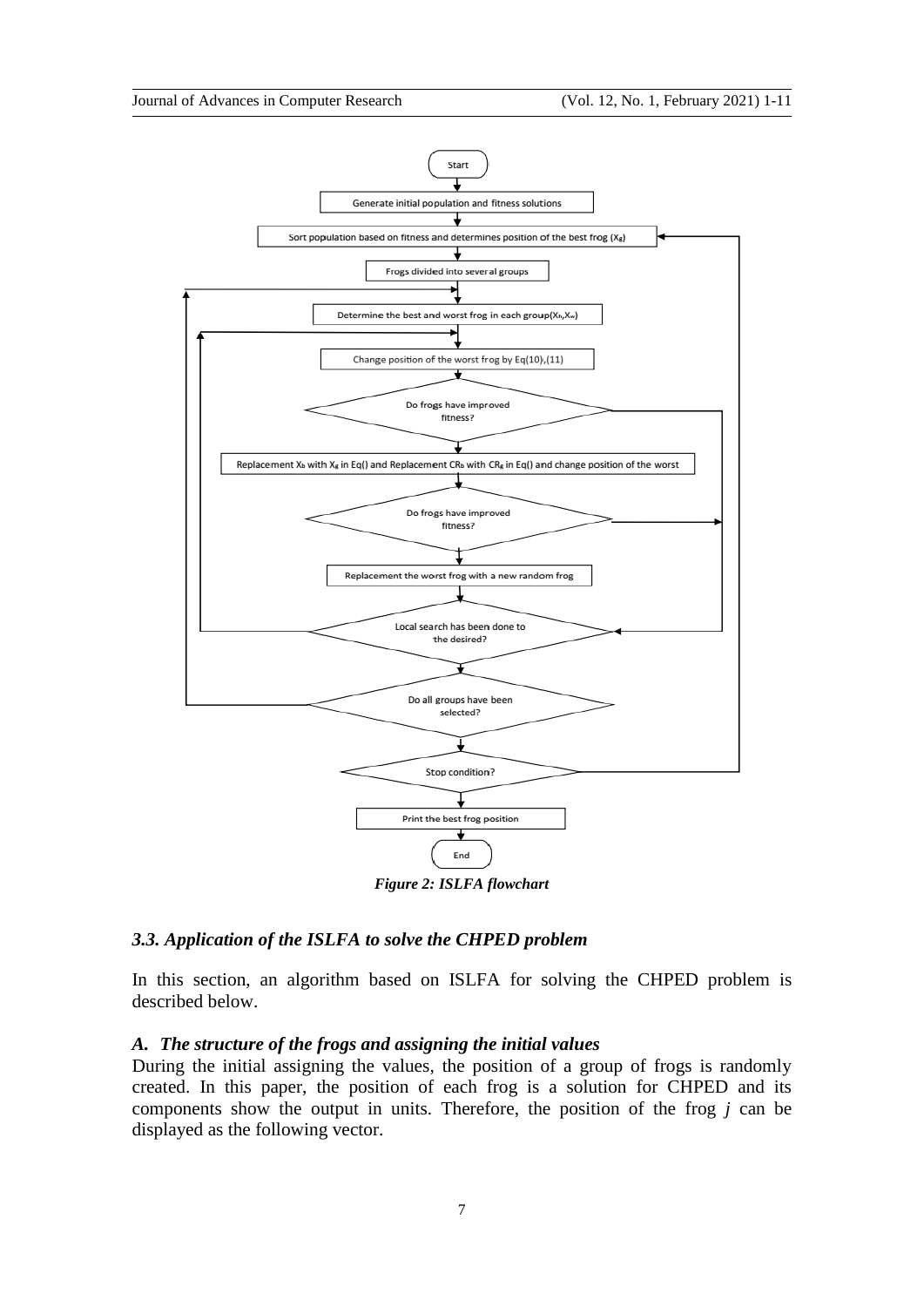Start

Generate initial population and fitness solutions

Sort population based on fitness and determines position of the best frog ($X_g$)

Frogs divided into several groups

Determine the best and worst frog in each group($X_b$,$X_w$)

Change position of the worst frog by Eq(10),(11)

Do frogs have improved fitness?

Replacement $X_b$ with $X_g$ in Eq() and Replacement $CR_b$ with $CR_g$ in Eq() and change position of the worst

Do frogs have improved fitness?

Replacement the worst frog with a new random frog

Local search has been done to the desired?

Do all groups have been selected?

Stop condition?

Print the best frog position

End

*Figure 2: ISLFA flowchart*

### *3.3. Application of the ISLFA to solve the CHPED problem*

In this section, an algorithm based on ISLFA for solving the CHPED problem is described below.

#### *A. The structure of the frogs and assigning the initial values*

During the initial assigning the values, the position of a group of frogs is randomly created. In this paper, the position of each frog is a solution for CHPED and its components show the output in units. Therefore, the position of the frog *j* can be displayed as the following vector.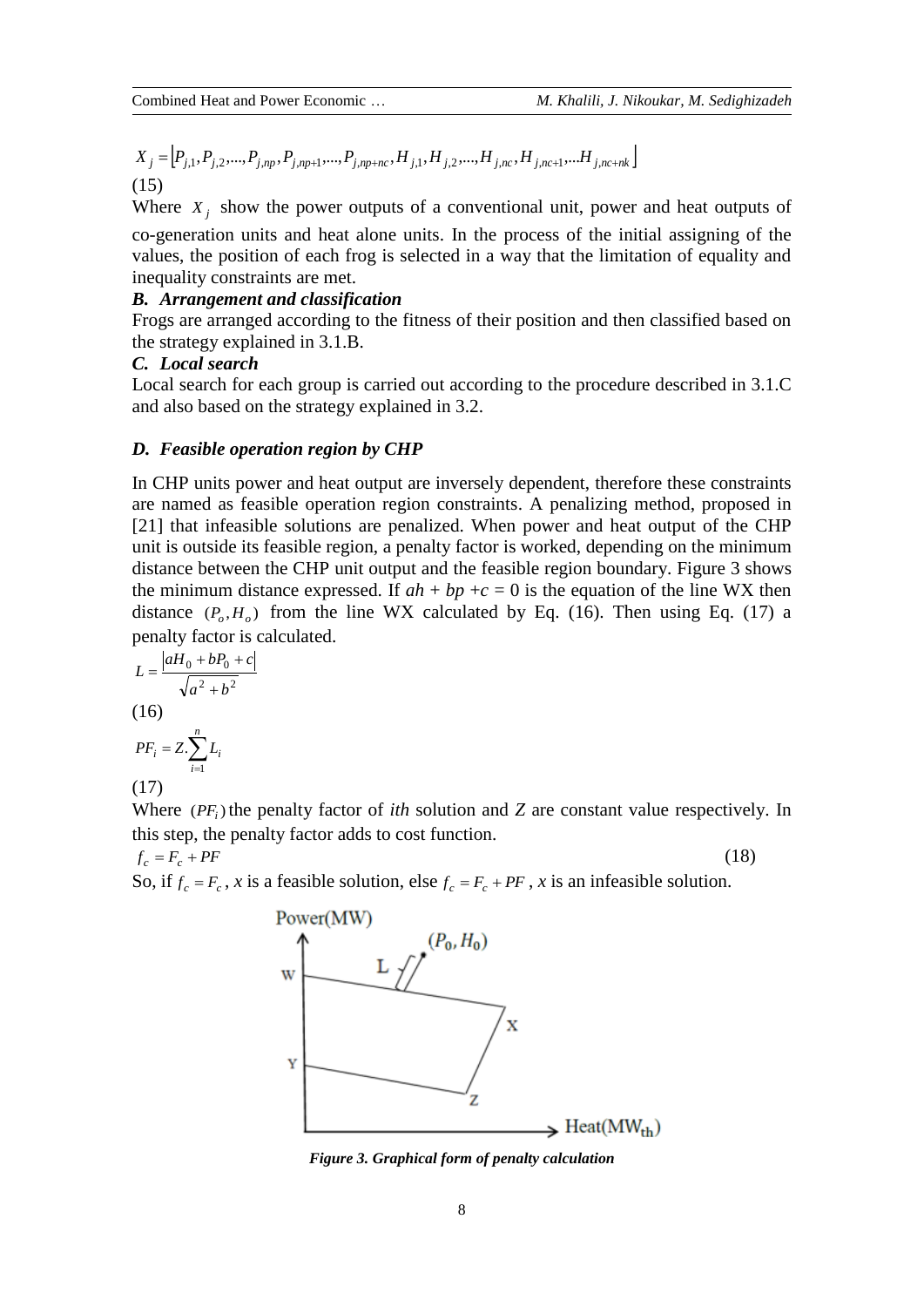$$X_j = \left[P_{j,1}, P_{j,2},..., P_{j,np}, P_{j,np+1},..., P_{j,np+nc}, H_{j,1}, H_{j,2},..., H_{j,nc}, H_{j,nc+1},...H_{j,nc+nk}\right]$$

(15)

Where $X_j$ show the power outputs of a conventional unit, power and heat outputs of co-generation units and heat alone units. In the process of the initial assigning of the values, the position of each frog is selected in a way that the limitation of equality and inequality constraints are met.

### *B. Arrangement and classification*

Frogs are arranged according to the fitness of their position and then classified based on the strategy explained in 3.1.B.

### *C. Local search*

Local search for each group is carried out according to the procedure described in 3.1.C and also based on the strategy explained in 3.2.

### *D. Feasible operation region by CHP*

In CHP units power and heat output are inversely dependent, therefore these constraints are named as feasible operation region constraints. A penalizing method, proposed in [21] that infeasible solutions are penalized. When power and heat output of the CHP unit is outside its feasible region, a penalty factor is worked, depending on the minimum distance between the CHP unit output and the feasible region boundary. Figure 3 shows the minimum distance expressed. If $ah + bp + c = 0$ is the equation of the line WX then distance $(P_o, H_o)$ from the line WX calculated by Eq. (16). Then using Eq. (17) a penalty factor is calculated.

$$L = \frac{|aH_0 + bP_0 + c|}{\sqrt{a^2 + b^2}}$$

(16)

$$PF_i = Z.\sum_{i=1}^{n} L_i$$

(17)

Where $(PF_i)$ the penalty factor of *ith* solution and *Z* are constant value respectively. In this step, the penalty factor adds to cost function.

$$f_c = F_c + PF \tag{18}$$

So, if $f_c = F_c$, *x* is a feasible solution, else $f_c = F_c + PF$, *x* is an infeasible solution.

*Figure 3. Graphical form of penalty calculation*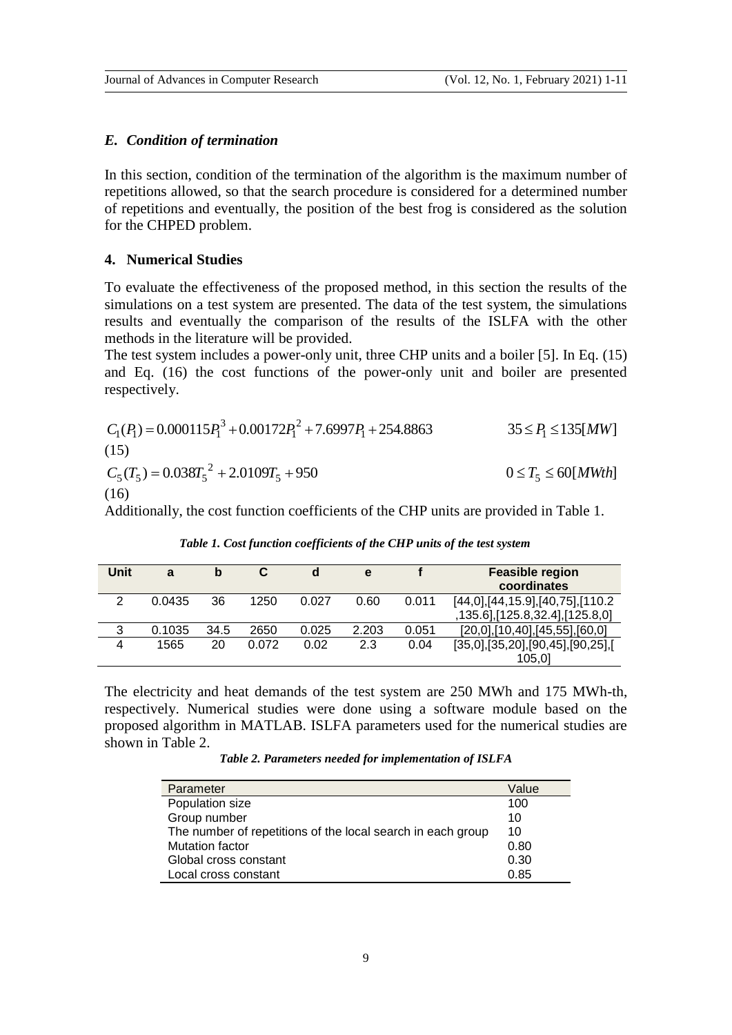### *E. Condition of termination*

In this section, condition of the termination of the algorithm is the maximum number of repetitions allowed, so that the search procedure is considered for a determined number of repetitions and eventually, the position of the best frog is considered as the solution for the CHPED problem.

## 4. Numerical Studies

To evaluate the effectiveness of the proposed method, in this section the results of the simulations on a test system are presented. The data of the test system, the simulations results and eventually the comparison of the results of the ISLFA with the other methods in the literature will be provided.

The test system includes a power-only unit, three CHP units and a boiler [5]. In Eq. (15) and Eq. (16) the cost functions of the power-only unit and boiler are presented respectively.

$$C_1(P_1) = 0.000115P_1^3 + 0.00172P_1^2 + 7.6997P_1 + 254.8863 \qquad 35 \le P_1 \le 135[MW] \tag{15}$$

$$C_5(T_5) = 0.038T_5^{\,2} + 2.0109T_5 + 950 \qquad 0 \le T_5 \le 60[MWth] \tag{16}$$

Additionally, the cost function coefficients of the CHP units are provided in Table 1.

*Table 1. Cost function coefficients of the CHP units of the test system*

| Unit | a | b | C | d | e | f | Feasible region coordinates |
|---|---|---|---|---|---|---|---|
| 2 | 0.0435 | 36 | 1250 | 0.027 | 0.60 | 0.011 | [44,0],[44,15.9],[40,75],[110.2,135.6],[125.8,32.4],[125.8,0] |
| 3 | 0.1035 | 34.5 | 2650 | 0.025 | 2.203 | 0.051 | [20,0],[10,40],[45,55],[60,0] |
| 4 | 1565 | 20 | 0.072 | 0.02 | 2.3 | 0.04 | [35,0],[35,20],[90,45],[90,25],[105,0] |

The electricity and heat demands of the test system are 250 MWh and 175 MWh-th, respectively. Numerical studies were done using a software module based on the proposed algorithm in MATLAB. ISLFA parameters used for the numerical studies are shown in Table 2.

*Table 2. Parameters needed for implementation of ISLFA*

| Parameter | Value |
|---|---|
| Population size | 100 |
| Group number | 10 |
| The number of repetitions of the local search in each group | 10 |
| Mutation factor | 0.80 |
| Global cross constant | 0.30 |
| Local cross constant | 0.85 |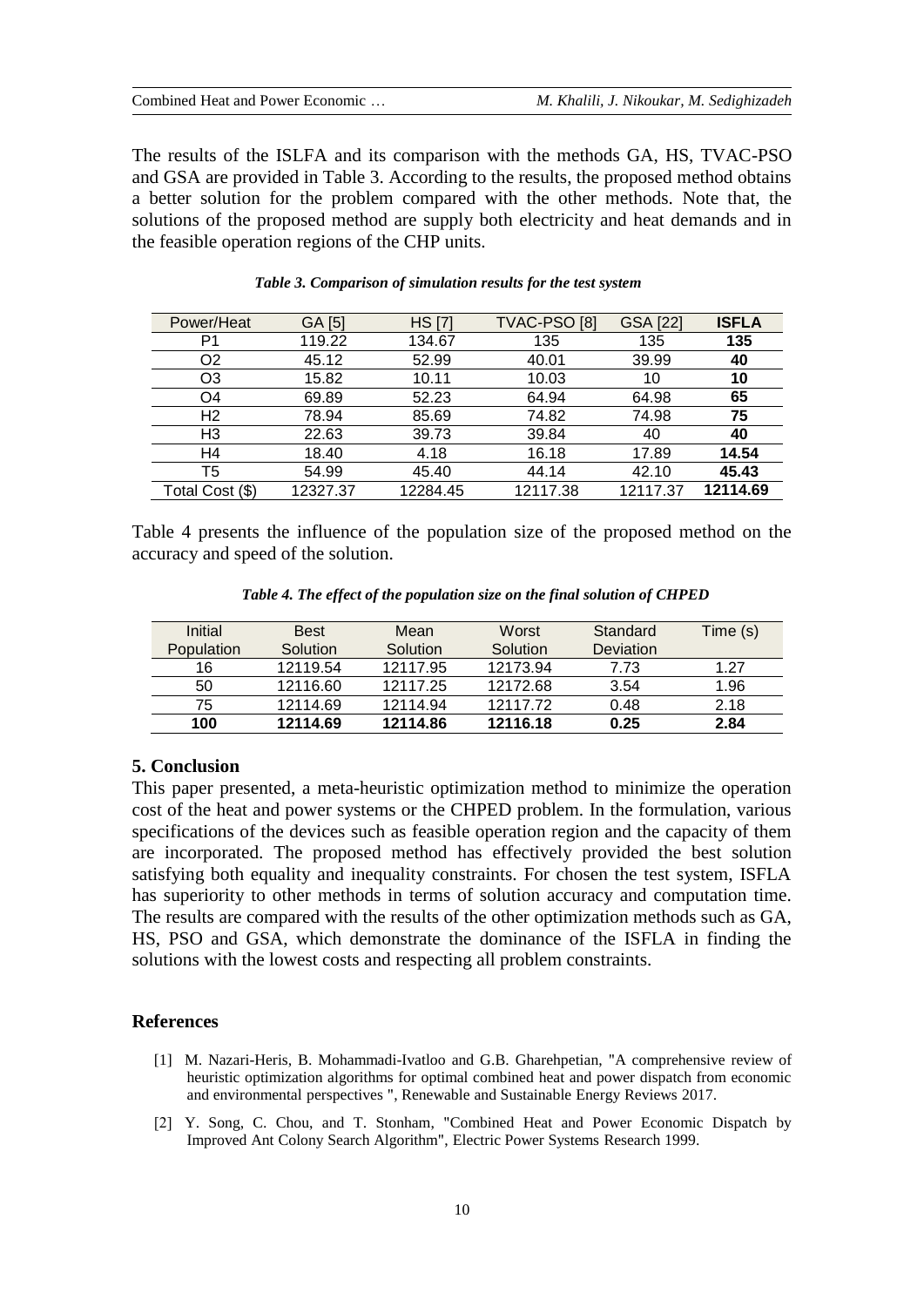The results of the ISLFA and its comparison with the methods GA, HS, TVAC-PSO and GSA are provided in Table 3. According to the results, the proposed method obtains a better solution for the problem compared with the other methods. Note that, the solutions of the proposed method are supply both electricity and heat demands and in the feasible operation regions of the CHP units.

***Table 3. Comparison of simulation results for the test system***

| Power/Heat | GA [5] | HS [7] | TVAC-PSO [8] | GSA [22] | **ISFLA** |
|---|---|---|---|---|---|
| P1 | 119.22 | 134.67 | 135 | 135 | **135** |
| O2 | 45.12 | 52.99 | 40.01 | 39.99 | **40** |
| O3 | 15.82 | 10.11 | 10.03 | 10 | **10** |
| O4 | 69.89 | 52.23 | 64.94 | 64.98 | **65** |
| H2 | 78.94 | 85.69 | 74.82 | 74.98 | **75** |
| H3 | 22.63 | 39.73 | 39.84 | 40 | **40** |
| H4 | 18.40 | 4.18 | 16.18 | 17.89 | **14.54** |
| T5 | 54.99 | 45.40 | 44.14 | 42.10 | **45.43** |
| Total Cost ($) | 12327.37 | 12284.45 | 12117.38 | 12117.37 | **12114.69** |

Table 4 presents the influence of the population size of the proposed method on the accuracy and speed of the solution.

***Table 4. The effect of the population size on the final solution of CHPED***

| Initial Population | Best Solution | Mean Solution | Worst Solution | Standard Deviation | Time (s) |
|---|---|---|---|---|---|
| 16 | 12119.54 | 12117.95 | 12173.94 | 7.73 | 1.27 |
| 50 | 12116.60 | 12117.25 | 12172.68 | 3.54 | 1.96 |
| 75 | 12114.69 | 12114.94 | 12117.72 | 0.48 | 2.18 |
| **100** | **12114.69** | **12114.86** | **12116.18** | **0.25** | **2.84** |

## 5. Conclusion

This paper presented, a meta-heuristic optimization method to minimize the operation cost of the heat and power systems or the CHPED problem. In the formulation, various specifications of the devices such as feasible operation region and the capacity of them are incorporated. The proposed method has effectively provided the best solution satisfying both equality and inequality constraints. For chosen the test system, ISFLA has superiority to other methods in terms of solution accuracy and computation time. The results are compared with the results of the other optimization methods such as GA, HS, PSO and GSA, which demonstrate the dominance of the ISFLA in finding the solutions with the lowest costs and respecting all problem constraints.

## References

[1] M. Nazari-Heris, B. Mohammadi-Ivatloo and G.B. Gharehpetian, "A comprehensive review of heuristic optimization algorithms for optimal combined heat and power dispatch from economic and environmental perspectives ", Renewable and Sustainable Energy Reviews 2017.

[2] Y. Song, C. Chou, and T. Stonham, "Combined Heat and Power Economic Dispatch by Improved Ant Colony Search Algorithm", Electric Power Systems Research 1999.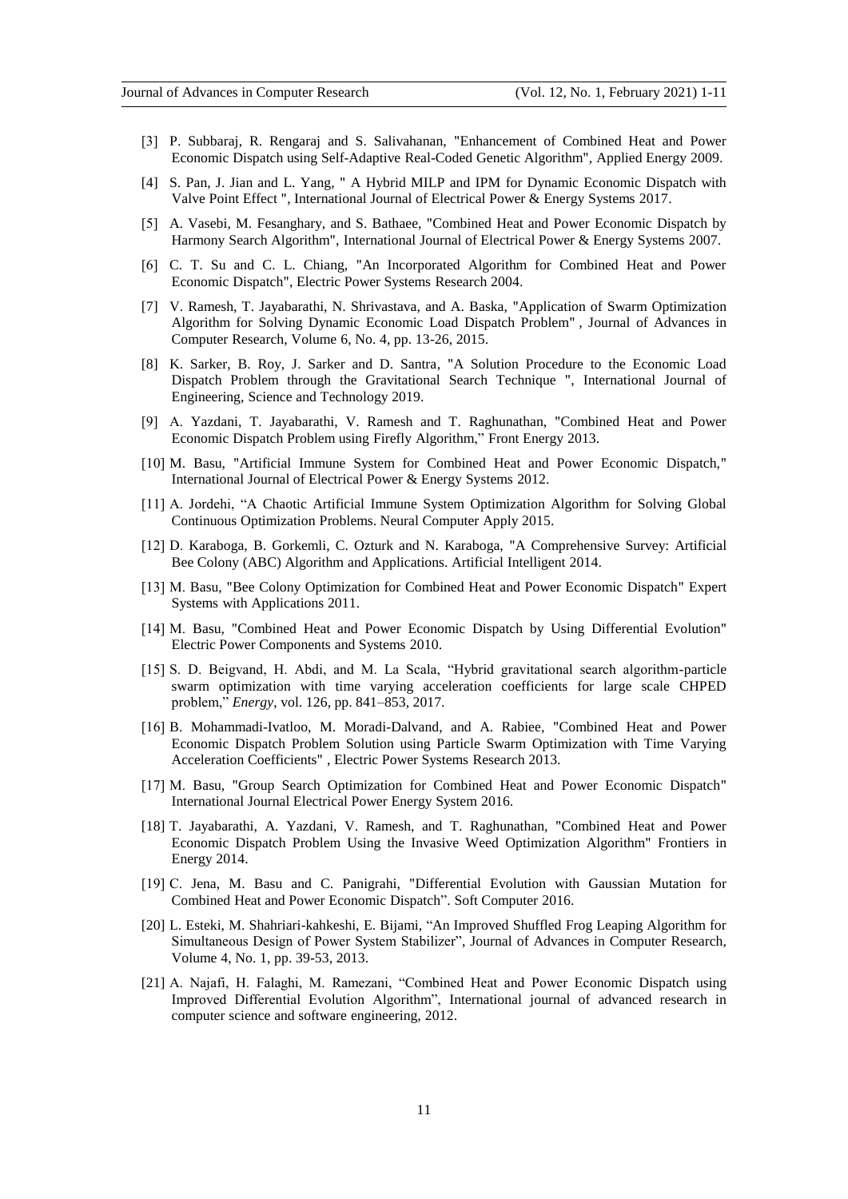[3] P. Subbaraj, R. Rengaraj and S. Salivahanan, "Enhancement of Combined Heat and Power Economic Dispatch using Self-Adaptive Real-Coded Genetic Algorithm", Applied Energy 2009.

[4] S. Pan, J. Jian and L. Yang, " A Hybrid MILP and IPM for Dynamic Economic Dispatch with Valve Point Effect ", International Journal of Electrical Power & Energy Systems 2017.

[5] A. Vasebi, M. Fesanghary, and S. Bathaee, "Combined Heat and Power Economic Dispatch by Harmony Search Algorithm", International Journal of Electrical Power & Energy Systems 2007.

[6] C. T. Su and C. L. Chiang, "An Incorporated Algorithm for Combined Heat and Power Economic Dispatch", Electric Power Systems Research 2004.

[7] V. Ramesh, T. Jayabarathi, N. Shrivastava, and A. Baska, "Application of Swarm Optimization Algorithm for Solving Dynamic Economic Load Dispatch Problem" , Journal of Advances in Computer Research, Volume 6, No. 4, pp. 13-26, 2015.

[8] K. Sarker, B. Roy, J. Sarker and D. Santra, "A Solution Procedure to the Economic Load Dispatch Problem through the Gravitational Search Technique ", International Journal of Engineering, Science and Technology 2019.

[9] A. Yazdani, T. Jayabarathi, V. Ramesh and T. Raghunathan, "Combined Heat and Power Economic Dispatch Problem using Firefly Algorithm," Front Energy 2013.

[10] M. Basu, "Artificial Immune System for Combined Heat and Power Economic Dispatch," International Journal of Electrical Power & Energy Systems 2012.

[11] A. Jordehi, "A Chaotic Artificial Immune System Optimization Algorithm for Solving Global Continuous Optimization Problems. Neural Computer Apply 2015.

[12] D. Karaboga, B. Gorkemli, C. Ozturk and N. Karaboga, "A Comprehensive Survey: Artificial Bee Colony (ABC) Algorithm and Applications. Artificial Intelligent 2014.

[13] M. Basu, "Bee Colony Optimization for Combined Heat and Power Economic Dispatch" Expert Systems with Applications 2011.

[14] M. Basu, "Combined Heat and Power Economic Dispatch by Using Differential Evolution" Electric Power Components and Systems 2010.

[15] S. D. Beigvand, H. Abdi, and M. La Scala, "Hybrid gravitational search algorithm-particle swarm optimization with time varying acceleration coefficients for large scale CHPED problem," *Energy*, vol. 126, pp. 841–853, 2017.

[16] B. Mohammadi-Ivatloo, M. Moradi-Dalvand, and A. Rabiee, "Combined Heat and Power Economic Dispatch Problem Solution using Particle Swarm Optimization with Time Varying Acceleration Coefficients" , Electric Power Systems Research 2013.

[17] M. Basu, "Group Search Optimization for Combined Heat and Power Economic Dispatch" International Journal Electrical Power Energy System 2016.

[18] T. Jayabarathi, A. Yazdani, V. Ramesh, and T. Raghunathan, "Combined Heat and Power Economic Dispatch Problem Using the Invasive Weed Optimization Algorithm" Frontiers in Energy 2014.

[19] C. Jena, M. Basu and C. Panigrahi, "Differential Evolution with Gaussian Mutation for Combined Heat and Power Economic Dispatch". Soft Computer 2016.

[20] L. Esteki, M. Shahriari-kahkeshi, E. Bijami, "An Improved Shuffled Frog Leaping Algorithm for Simultaneous Design of Power System Stabilizer", Journal of Advances in Computer Research, Volume 4, No. 1, pp. 39-53, 2013.

[21] A. Najafi, H. Falaghi, M. Ramezani, "Combined Heat and Power Economic Dispatch using Improved Differential Evolution Algorithm", International journal of advanced research in computer science and software engineering, 2012.